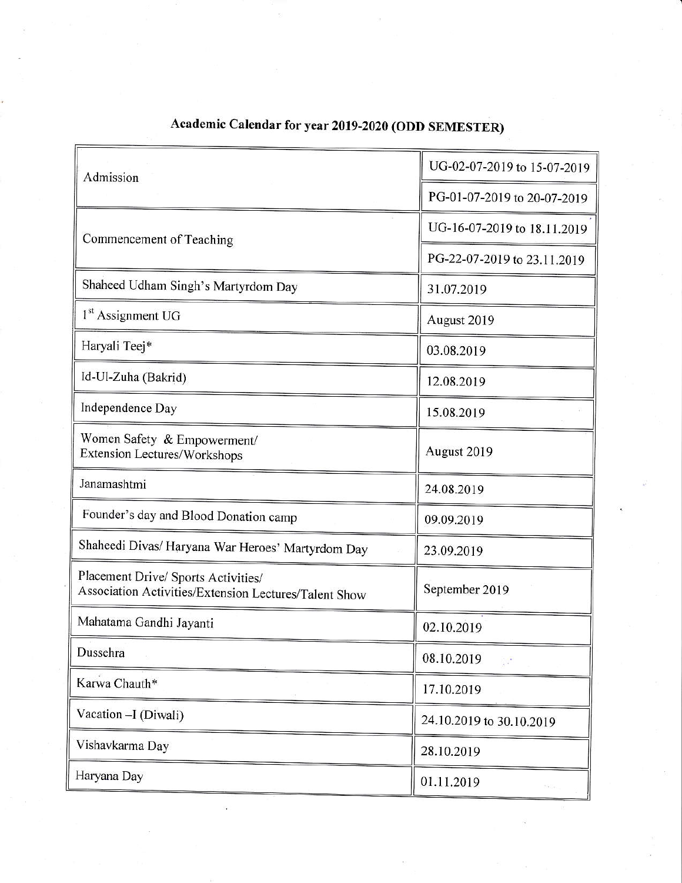# Academic Calendar for year 2019-2020 (ODD SEMESTER)

| Event | Date |
|---|---|
| Admission | UG-02-07-2019 to 15-07-2019 |
| | PG-01-07-2019 to 20-07-2019 |
| Commencement of Teaching | UG-16-07-2019 to 18.11.2019 |
| | PG-22-07-2019 to 23.11.2019 |
| Shaheed Udham Singh's Martyrdom Day | 31.07.2019 |
| 1st Assignment UG | August 2019 |
| Haryali Teej* | 03.08.2019 |
| Id-Ul-Zuha (Bakrid) | 12.08.2019 |
| Independence Day | 15.08.2019 |
| Women Safety & Empowerment/ Extension Lectures/Workshops | August 2019 |
| Janamashtmi | 24.08.2019 |
| Founder's day and Blood Donation camp | 09.09.2019 |
| Shaheedi Divas/ Haryana War Heroes' Martyrdom Day | 23.09.2019 |
| Placement Drive/ Sports Activities/ Association Activities/Extension Lectures/Talent Show | September 2019 |
| Mahatama Gandhi Jayanti | 02.10.2019 |
| Dussehra | 08.10.2019 |
| Karwa Chauth* | 17.10.2019 |
| Vacation –I (Diwali) | 24.10.2019 to 30.10.2019 |
| Vishavkarma Day | 28.10.2019 |
| Haryana Day | 01.11.2019 |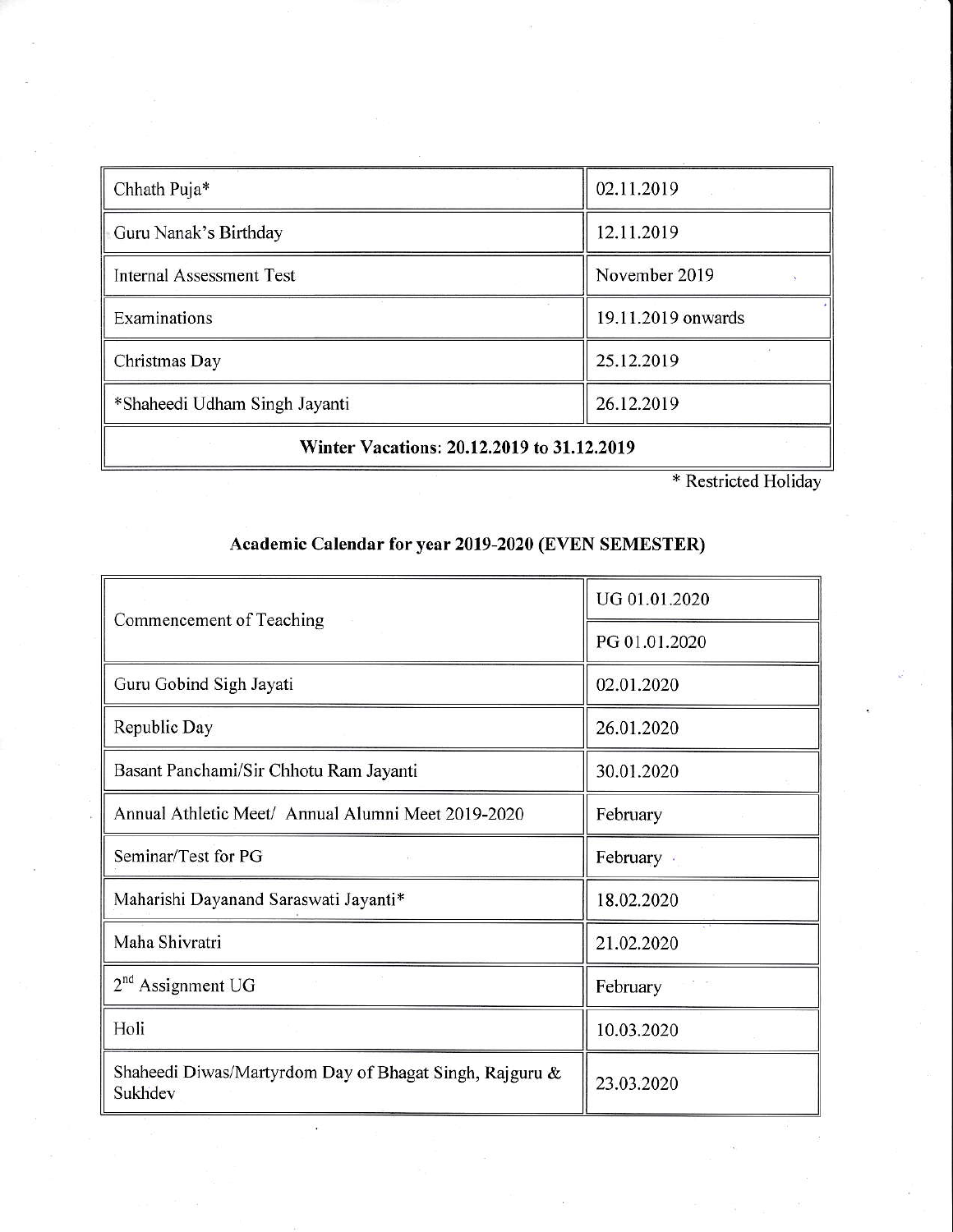| Chhath Puja* | 02.11.2019 |
|---|---|
| Guru Nanak's Birthday | 12.11.2019 |
| Internal Assessment Test | November 2019 |
| Examinations | 19.11.2019 onwards |
| Christmas Day | 25.12.2019 |
| *Shaheedi Udham Singh Jayanti | 26.12.2019 |
| **Winter Vacations: 20.12.2019 to 31.12.2019** | |

* Restricted Holiday

## Academic Calendar for year 2019-2020 (EVEN SEMESTER)

| Commencement of Teaching | UG 01.01.2020 |
|---|---|
| | PG 01.01.2020 |
| Guru Gobind Sigh Jayati | 02.01.2020 |
| Republic Day | 26.01.2020 |
| Basant Panchami/Sir Chhotu Ram Jayanti | 30.01.2020 |
| Annual Athletic Meet/ Annual Alumni Meet 2019-2020 | February |
| Seminar/Test for PG | February |
| Maharishi Dayanand Saraswati Jayanti* | 18.02.2020 |
| Maha Shivratri | 21.02.2020 |
| 2nd Assignment UG | February |
| Holi | 10.03.2020 |
| Shaheedi Diwas/Martyrdom Day of Bhagat Singh, Rajguru & Sukhdev | 23.03.2020 |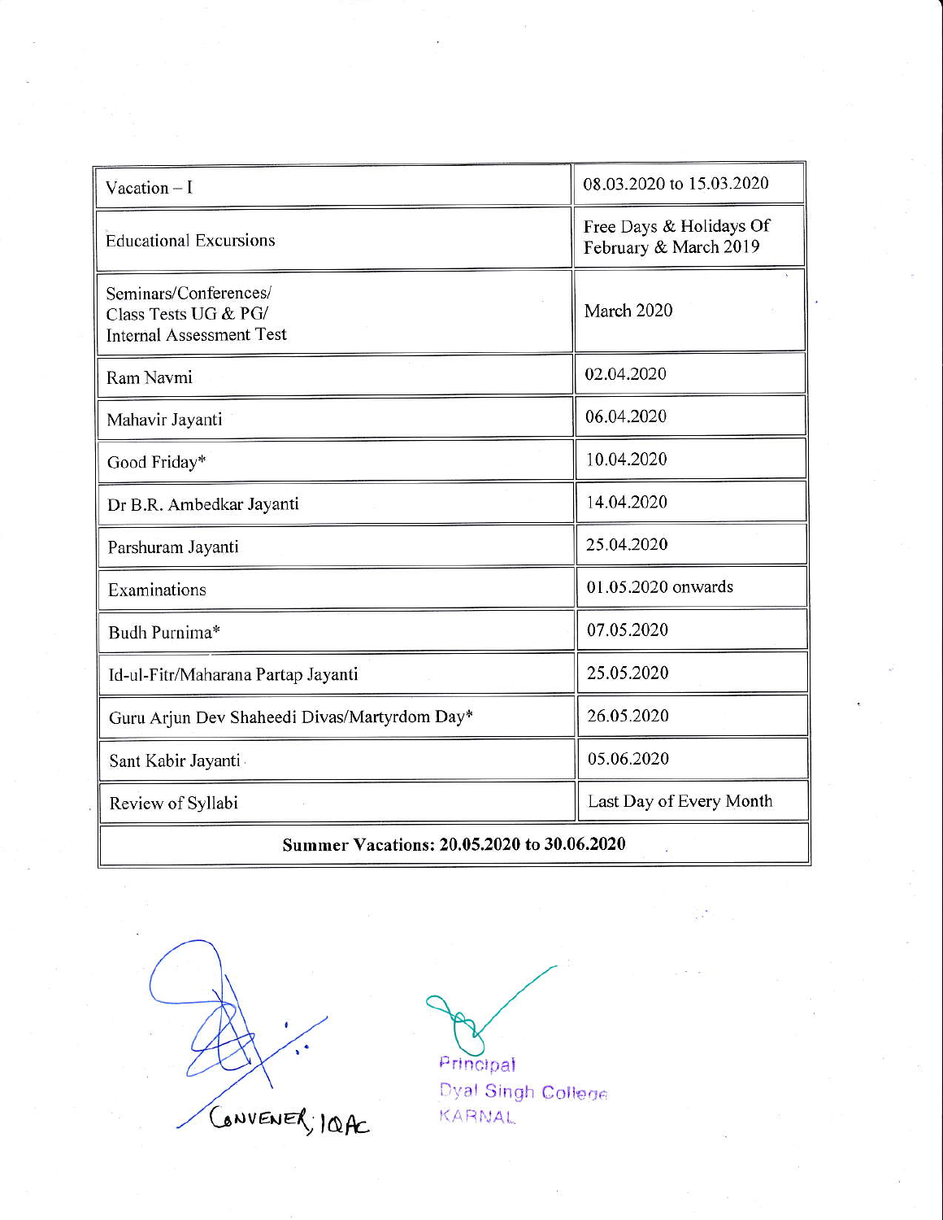| | |
|---|---|
| Vacation – I | 08.03.2020 to 15.03.2020 |
| Educational Excursions | Free Days & Holidays Of February & March 2019 |
| Seminars/Conferences/ Class Tests UG & PG/ Internal Assessment Test | March 2020 |
| Ram Navmi | 02.04.2020 |
| Mahavir Jayanti | 06.04.2020 |
| Good Friday* | 10.04.2020 |
| Dr B.R. Ambedkar Jayanti | 14.04.2020 |
| Parshuram Jayanti | 25.04.2020 |
| Examinations | 01.05.2020 onwards |
| Budh Purnima* | 07.05.2020 |
| Id-ul-Fitr/Maharana Partap Jayanti | 25.05.2020 |
| Guru Arjun Dev Shaheedi Divas/Martyrdom Day* | 26.05.2020 |
| Sant Kabir Jayanti | 05.06.2020 |
| Review of Syllabi | Last Day of Every Month |
| **Summer Vacations: 20.05.2020 to 30.06.2020** | |

CONVENER, IQAC

Principal
Dyal Singh College
KARNAL